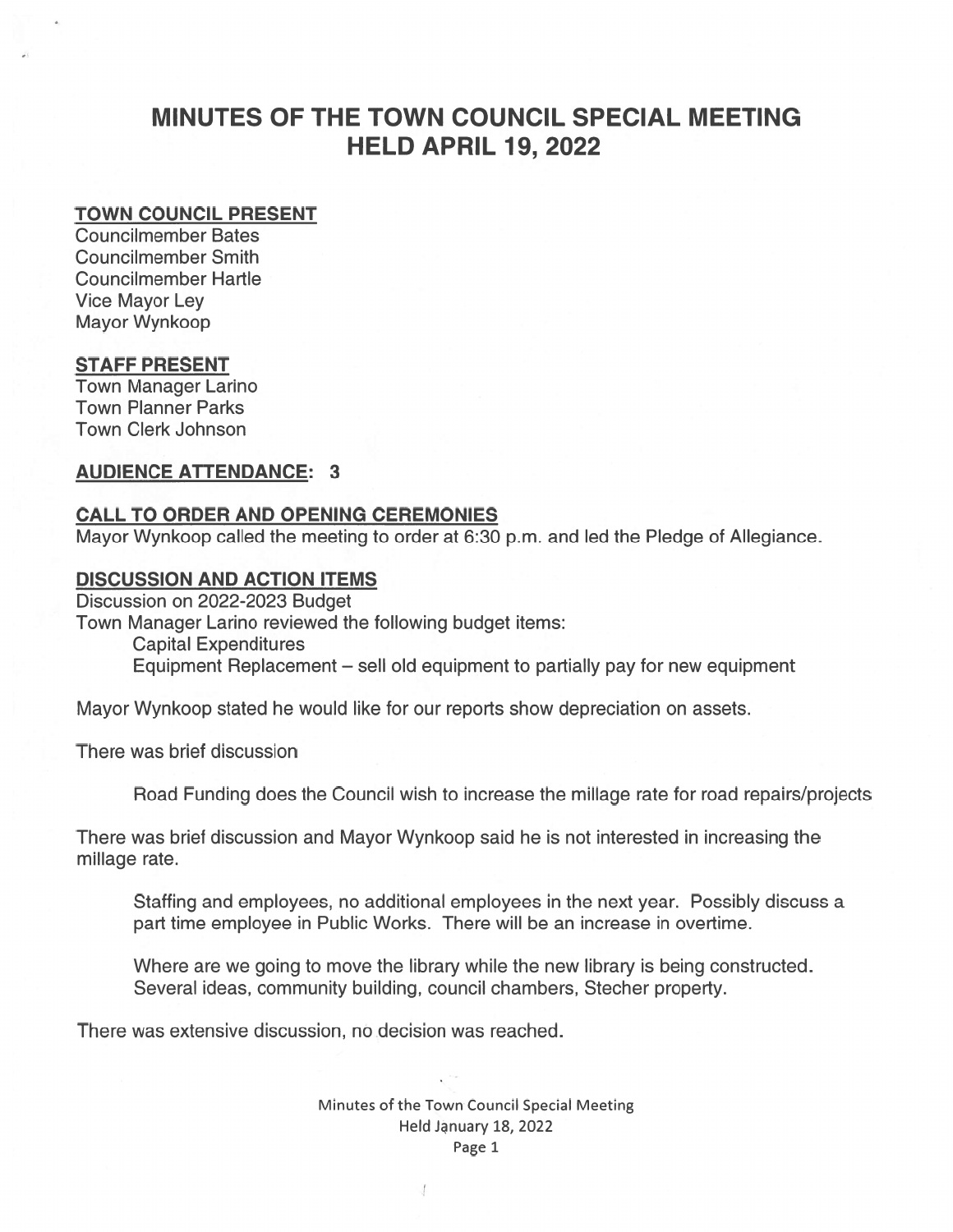# MINUTES OF THE TOWN COUNCIL SPECIAL MEETING HELD APRIL 19, 2022

**TOWN COUNCIL PRESENT**

Councilmember Bates
Councilmember Smith
Councilmember Hartle
Vice Mayor Ley
Mayor Wynkoop

**STAFF PRESENT**

Town Manager Larino
Town Planner Parks
Town Clerk Johnson

**AUDIENCE ATTENDANCE: 3**

**CALL TO ORDER AND OPENING CEREMONIES**

Mayor Wynkoop called the meeting to order at 6:30 p.m. and led the Pledge of Allegiance.

**DISCUSSION AND ACTION ITEMS**

Discussion on 2022-2023 Budget
Town Manager Larino reviewed the following budget items:

Capital Expenditures
Equipment Replacement – sell old equipment to partially pay for new equipment

Mayor Wynkoop stated he would like for our reports show depreciation on assets.

There was brief discussion

Road Funding does the Council wish to increase the millage rate for road repairs/projects

There was brief discussion and Mayor Wynkoop said he is not interested in increasing the millage rate.

Staffing and employees, no additional employees in the next year. Possibly discuss a part time employee in Public Works. There will be an increase in overtime.

Where are we going to move the library while the new library is being constructed. Several ideas, community building, council chambers, Stecher property.

There was extensive discussion, no decision was reached.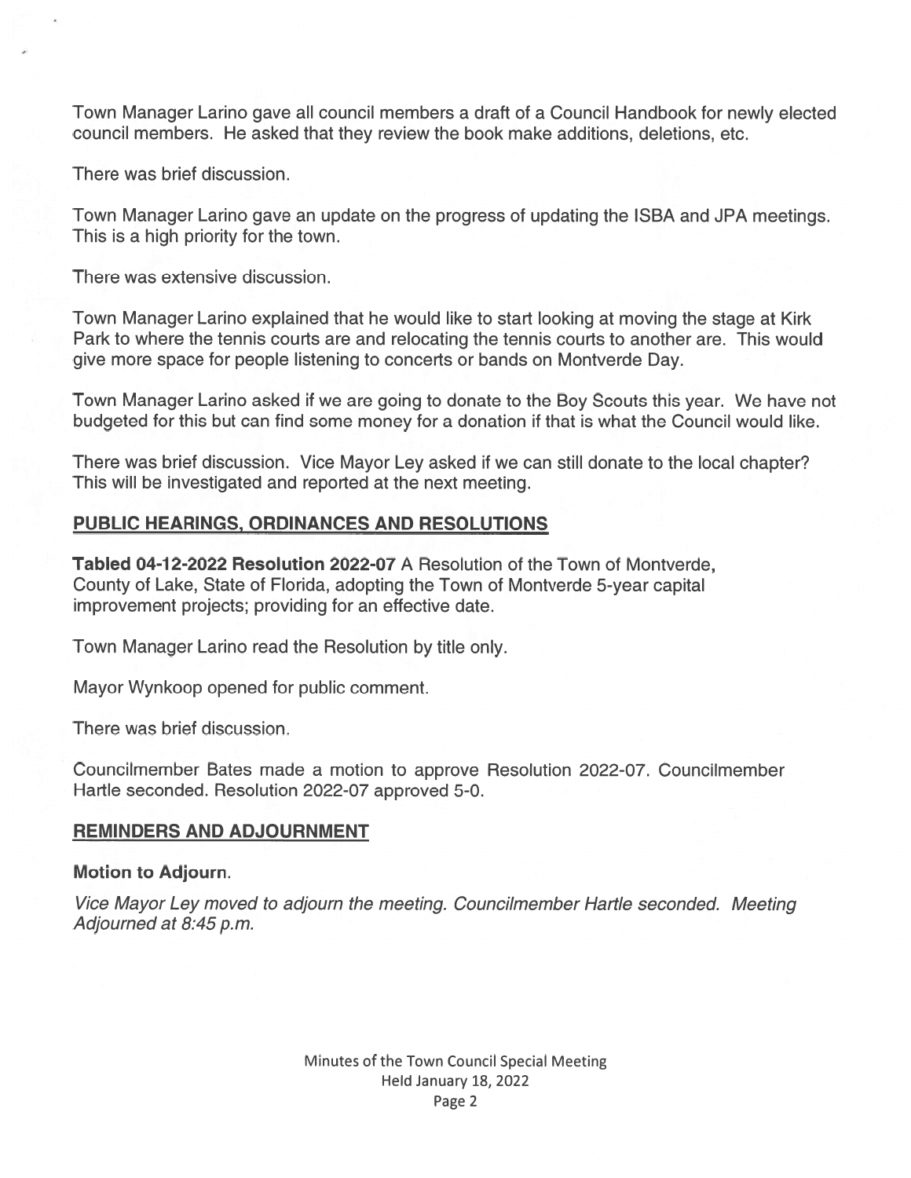Town Manager Larino gave all council members a draft of a Council Handbook for newly elected council members. He asked that they review the book make additions, deletions, etc.

There was brief discussion.

Town Manager Larino gave an update on the progress of updating the ISBA and JPA meetings. This is a high priority for the town.

There was extensive discussion.

Town Manager Larino explained that he would like to start looking at moving the stage at Kirk Park to where the tennis courts are and relocating the tennis courts to another are. This would give more space for people listening to concerts or bands on Montverde Day.

Town Manager Larino asked if we are going to donate to the Boy Scouts this year. We have not budgeted for this but can find some money for a donation if that is what the Council would like.

There was brief discussion. Vice Mayor Ley asked if we can still donate to the local chapter? This will be investigated and reported at the next meeting.

## PUBLIC HEARINGS, ORDINANCES AND RESOLUTIONS

**Tabled 04-12-2022 Resolution 2022-07** A Resolution of the Town of Montverde, County of Lake, State of Florida, adopting the Town of Montverde 5-year capital improvement projects; providing for an effective date.

Town Manager Larino read the Resolution by title only.

Mayor Wynkoop opened for public comment.

There was brief discussion.

Councilmember Bates made a motion to approve Resolution 2022-07. Councilmember Hartle seconded. Resolution 2022-07 approved 5-0.

## REMINDERS AND ADJOURNMENT

**Motion to Adjourn.**

*Vice Mayor Ley moved to adjourn the meeting. Councilmember Hartle seconded. Meeting Adjourned at 8:45 p.m.*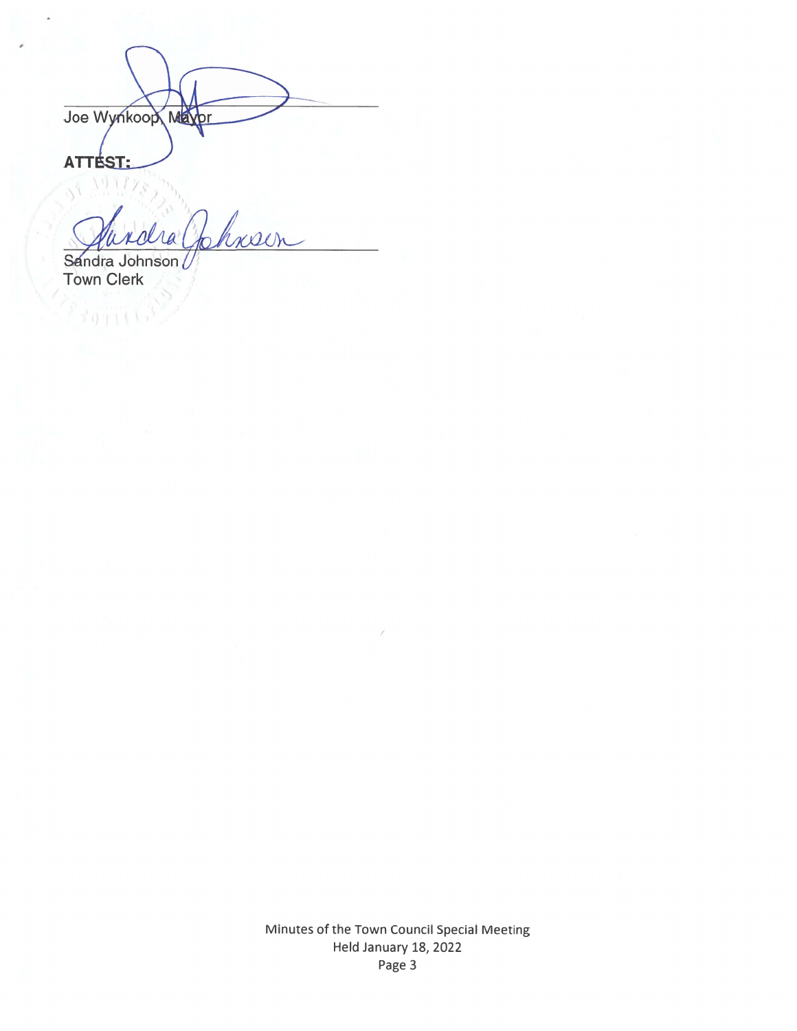Joe Wynkoop, Mayor

**ATTEST:**

Sandra Johnson
Town Clerk

Minutes of the Town Council Special Meeting
Held January 18, 2022